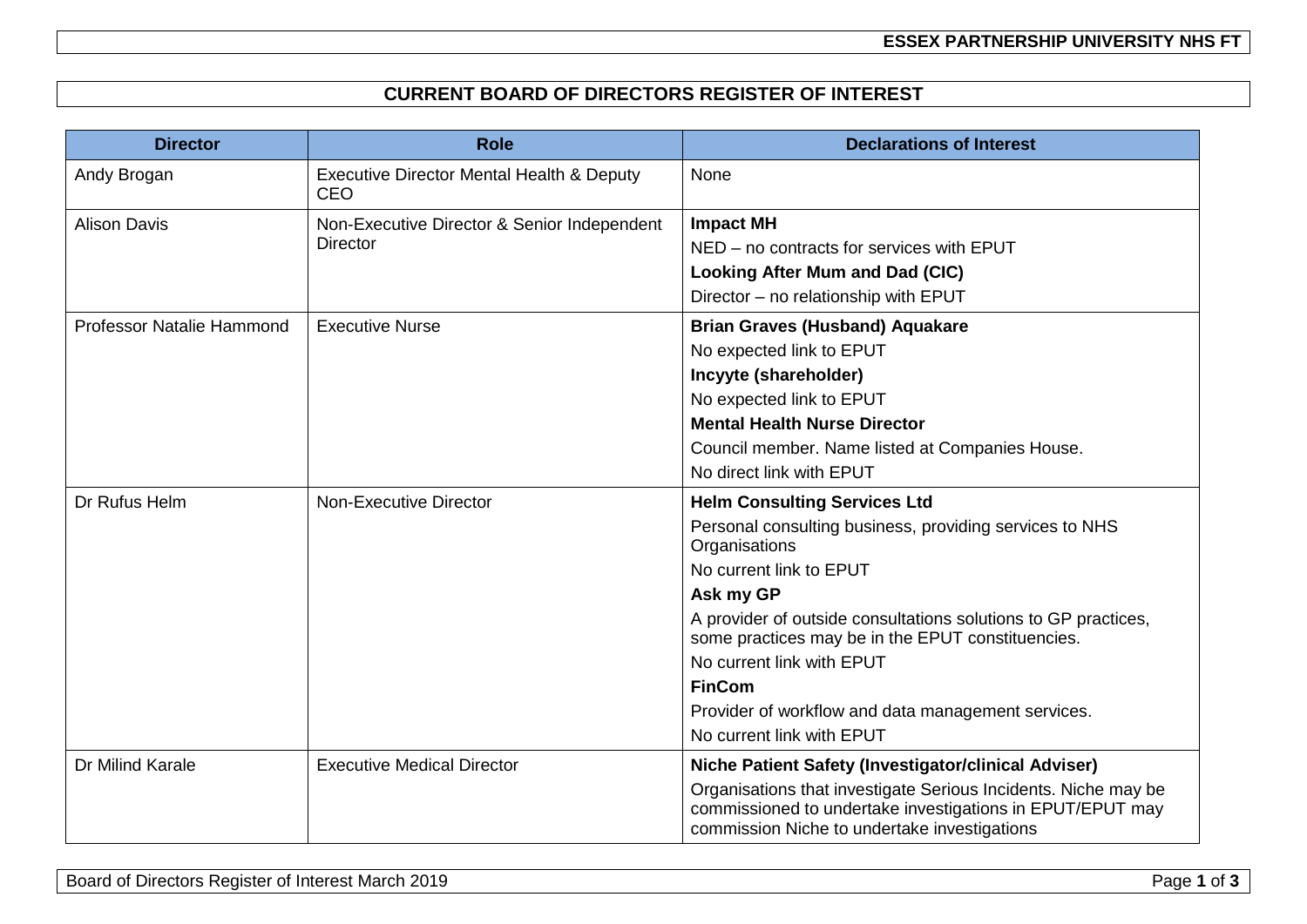# CURRENT BOARD OF DIRECTORS REGISTER OF INTEREST

| Director | Role | Declarations of Interest |
|---|---|---|
| Andy Brogan | Executive Director Mental Health & Deputy CEO | None |
| Alison Davis | Non-Executive Director & Senior Independent Director | **Impact MH**<br>NED – no contracts for services with EPUT<br>**Looking After Mum and Dad (CIC)**<br>Director – no relationship with EPUT |
| Professor Natalie Hammond | Executive Nurse | **Brian Graves (Husband) Aquakare**<br>No expected link to EPUT<br>**Incyyte (shareholder)**<br>No expected link to EPUT<br>**Mental Health Nurse Director**<br>Council member. Name listed at Companies House.<br>No direct link with EPUT |
| Dr Rufus Helm | Non-Executive Director | **Helm Consulting Services Ltd**<br>Personal consulting business, providing services to NHS Organisations<br>No current link to EPUT<br>**Ask my GP**<br>A provider of outside consultations solutions to GP practices, some practices may be in the EPUT constituencies.<br>No current link with EPUT<br>**FinCom**<br>Provider of workflow and data management services.<br>No current link with EPUT |
| Dr Milind Karale | Executive Medical Director | **Niche Patient Safety (Investigator/clinical Adviser)**<br>Organisations that investigate Serious Incidents. Niche may be commissioned to undertake investigations in EPUT/EPUT may commission Niche to undertake investigations |

Board of Directors Register of Interest March 2019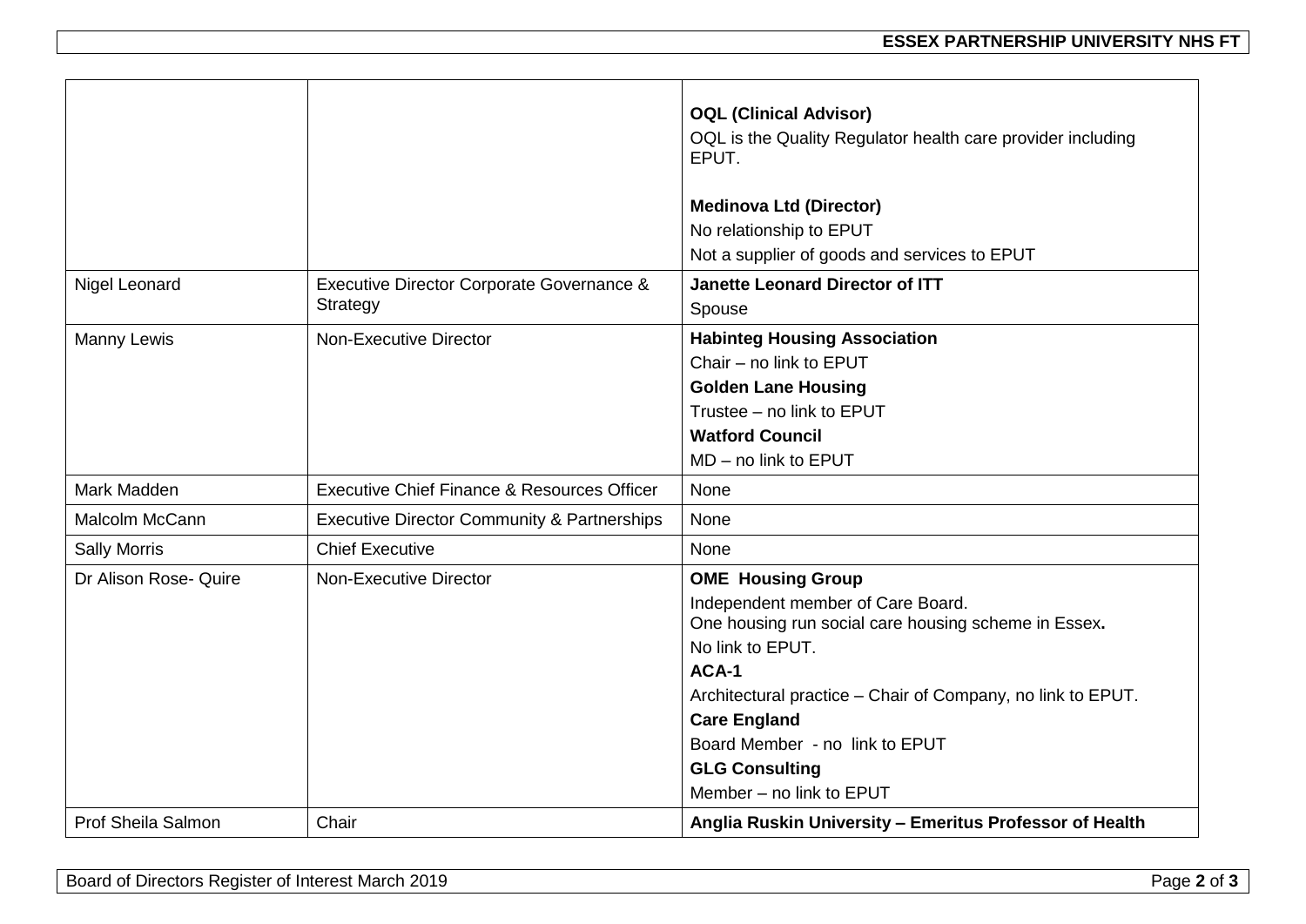| | | |
|---|---|---|
| | | **OQL (Clinical Advisor)**<br>OQL is the Quality Regulator health care provider including EPUT.<br><br>**Medinova Ltd (Director)**<br>No relationship to EPUT<br>Not a supplier of goods and services to EPUT |
| Nigel Leonard | Executive Director Corporate Governance & Strategy | **Janette Leonard Director of ITT**<br>Spouse |
| Manny Lewis | Non-Executive Director | **Habinteg Housing Association**<br>Chair – no link to EPUT<br>**Golden Lane Housing**<br>Trustee – no link to EPUT<br>**Watford Council**<br>MD – no link to EPUT |
| Mark Madden | Executive Chief Finance & Resources Officer | None |
| Malcolm McCann | Executive Director Community & Partnerships | None |
| Sally Morris | Chief Executive | None |
| Dr Alison Rose- Quire | Non-Executive Director | **OME Housing Group**<br>Independent member of Care Board.<br>One housing run social care housing scheme in Essex**.**<br>No link to EPUT.<br>**ACA-1**<br>Architectural practice – Chair of Company, no link to EPUT.<br>**Care England**<br>Board Member - no link to EPUT<br>**GLG Consulting**<br>Member – no link to EPUT |
| Prof Sheila Salmon | Chair | **Anglia Ruskin University – Emeritus Professor of Health** |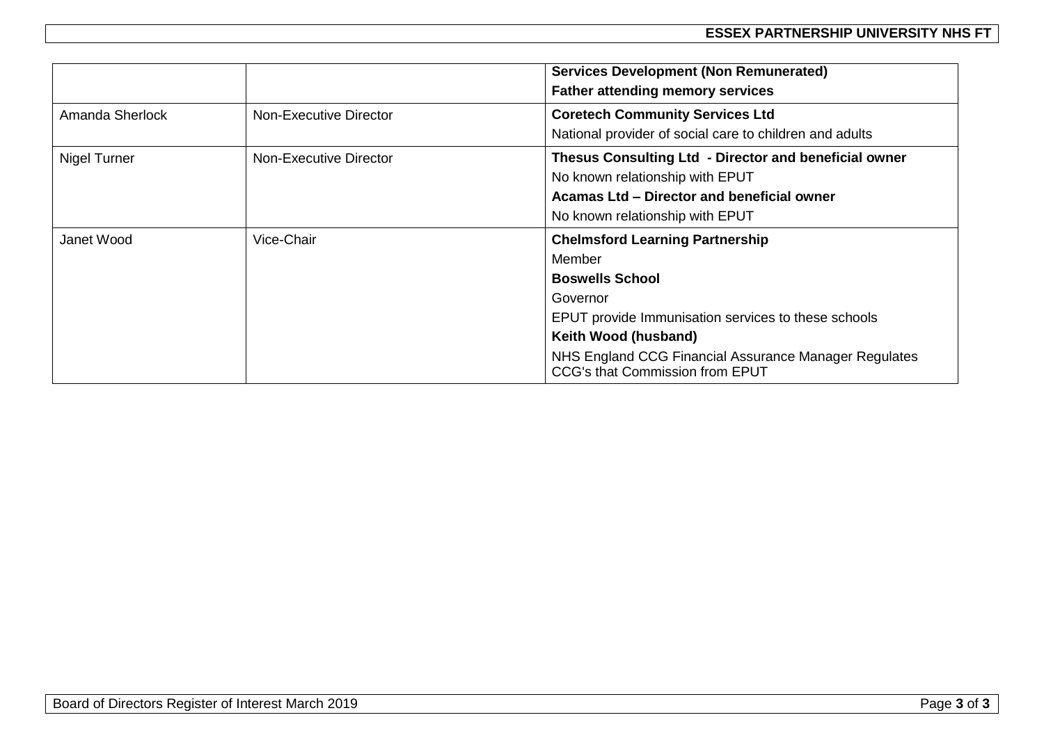| | | |
|---|---|---|
| | | **Services Development (Non Remunerated)**<br>**Father attending memory services** |
| Amanda Sherlock | Non-Executive Director | **Coretech Community Services Ltd**<br>National provider of social care to children and adults |
| Nigel Turner | Non-Executive Director | **Thesus Consulting Ltd - Director and beneficial owner**<br>No known relationship with EPUT<br>**Acamas Ltd – Director and beneficial owner**<br>No known relationship with EPUT |
| Janet Wood | Vice-Chair | **Chelmsford Learning Partnership**<br>Member<br>**Boswells School**<br>Governor<br>EPUT provide Immunisation services to these schools<br>**Keith Wood (husband)**<br>NHS England CCG Financial Assurance Manager Regulates CCG's that Commission from EPUT |